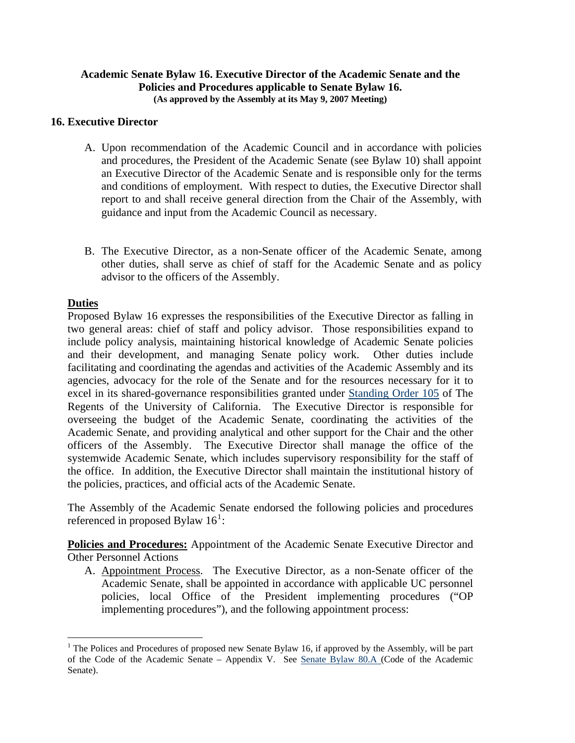**Academic Senate Bylaw 16. Executive Director of the Academic Senate and the Policies and Procedures applicable to Senate Bylaw 16.**
**(As approved by the Assembly at its May 9, 2007 Meeting)**

## 16. Executive Director

A. Upon recommendation of the Academic Council and in accordance with policies and procedures, the President of the Academic Senate (see Bylaw 10) shall appoint an Executive Director of the Academic Senate and is responsible only for the terms and conditions of employment. With respect to duties, the Executive Director shall report to and shall receive general direction from the Chair of the Assembly, with guidance and input from the Academic Council as necessary.

B. The Executive Director, as a non-Senate officer of the Academic Senate, among other duties, shall serve as chief of staff for the Academic Senate and as policy advisor to the officers of the Assembly.

**Duties**

Proposed Bylaw 16 expresses the responsibilities of the Executive Director as falling in two general areas: chief of staff and policy advisor. Those responsibilities expand to include policy analysis, maintaining historical knowledge of Academic Senate policies and their development, and managing Senate policy work. Other duties include facilitating and coordinating the agendas and activities of the Academic Assembly and its agencies, advocacy for the role of the Senate and for the resources necessary for it to excel in its shared-governance responsibilities granted under Standing Order 105 of The Regents of the University of California. The Executive Director is responsible for overseeing the budget of the Academic Senate, coordinating the activities of the Academic Senate, and providing analytical and other support for the Chair and the other officers of the Assembly. The Executive Director shall manage the office of the systemwide Academic Senate, which includes supervisory responsibility for the staff of the office. In addition, the Executive Director shall maintain the institutional history of the policies, practices, and official acts of the Academic Senate.

The Assembly of the Academic Senate endorsed the following policies and procedures referenced in proposed Bylaw 16[1]:

**Policies and Procedures:** Appointment of the Academic Senate Executive Director and Other Personnel Actions

A. Appointment Process. The Executive Director, as a non-Senate officer of the Academic Senate, shall be appointed in accordance with applicable UC personnel policies, local Office of the President implementing procedures ("OP implementing procedures"), and the following appointment process:

---

[1] The Polices and Procedures of proposed new Senate Bylaw 16, if approved by the Assembly, will be part of the Code of the Academic Senate – Appendix V. See Senate Bylaw 80.A (Code of the Academic Senate).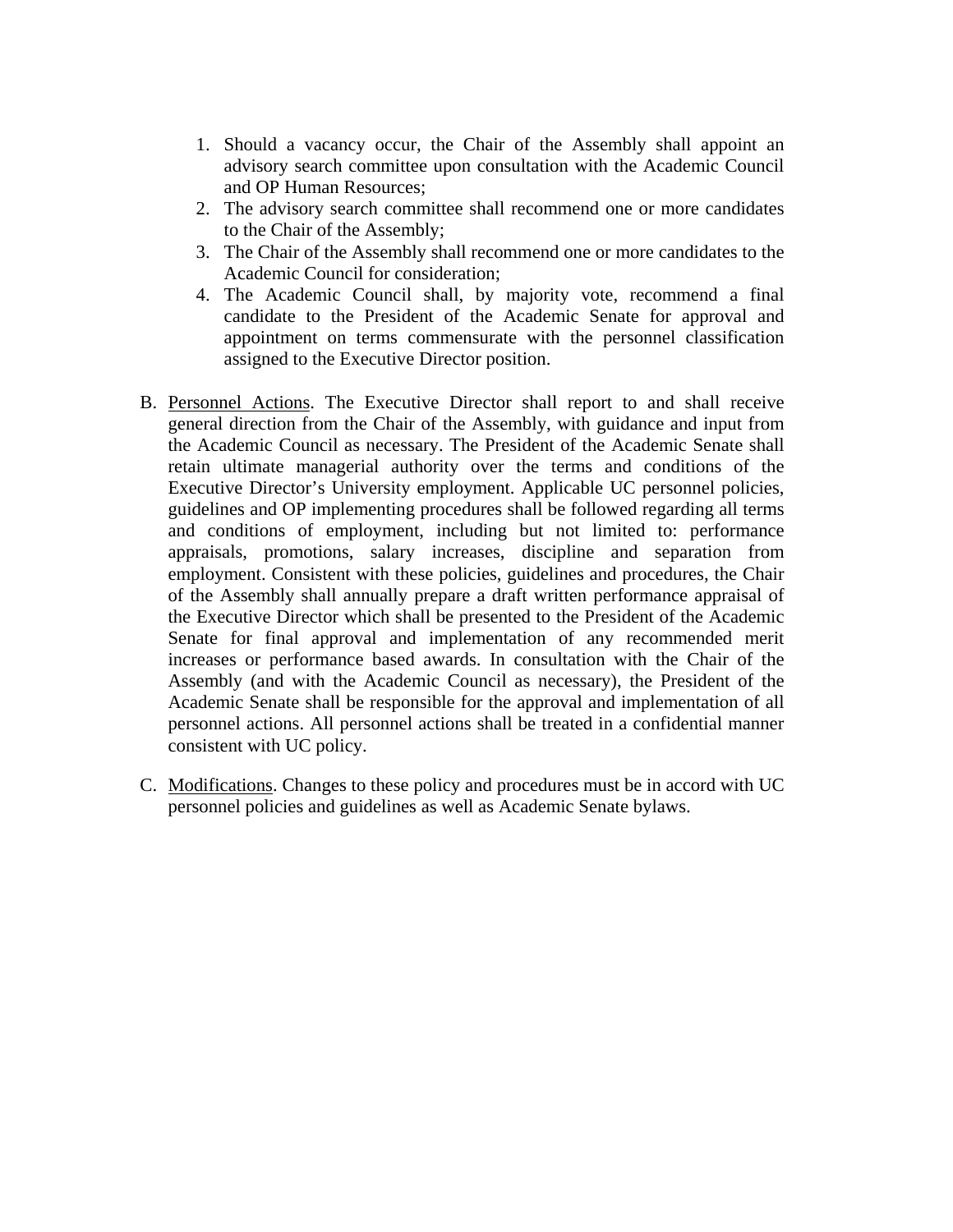1. Should a vacancy occur, the Chair of the Assembly shall appoint an advisory search committee upon consultation with the Academic Council and OP Human Resources;
2. The advisory search committee shall recommend one or more candidates to the Chair of the Assembly;
3. The Chair of the Assembly shall recommend one or more candidates to the Academic Council for consideration;
4. The Academic Council shall, by majority vote, recommend a final candidate to the President of the Academic Senate for approval and appointment on terms commensurate with the personnel classification assigned to the Executive Director position.

B. <u>Personnel Actions</u>. The Executive Director shall report to and shall receive general direction from the Chair of the Assembly, with guidance and input from the Academic Council as necessary. The President of the Academic Senate shall retain ultimate managerial authority over the terms and conditions of the Executive Director's University employment. Applicable UC personnel policies, guidelines and OP implementing procedures shall be followed regarding all terms and conditions of employment, including but not limited to: performance appraisals, promotions, salary increases, discipline and separation from employment. Consistent with these policies, guidelines and procedures, the Chair of the Assembly shall annually prepare a draft written performance appraisal of the Executive Director which shall be presented to the President of the Academic Senate for final approval and implementation of any recommended merit increases or performance based awards. In consultation with the Chair of the Assembly (and with the Academic Council as necessary), the President of the Academic Senate shall be responsible for the approval and implementation of all personnel actions. All personnel actions shall be treated in a confidential manner consistent with UC policy.

C. <u>Modifications</u>. Changes to these policy and procedures must be in accord with UC personnel policies and guidelines as well as Academic Senate bylaws.